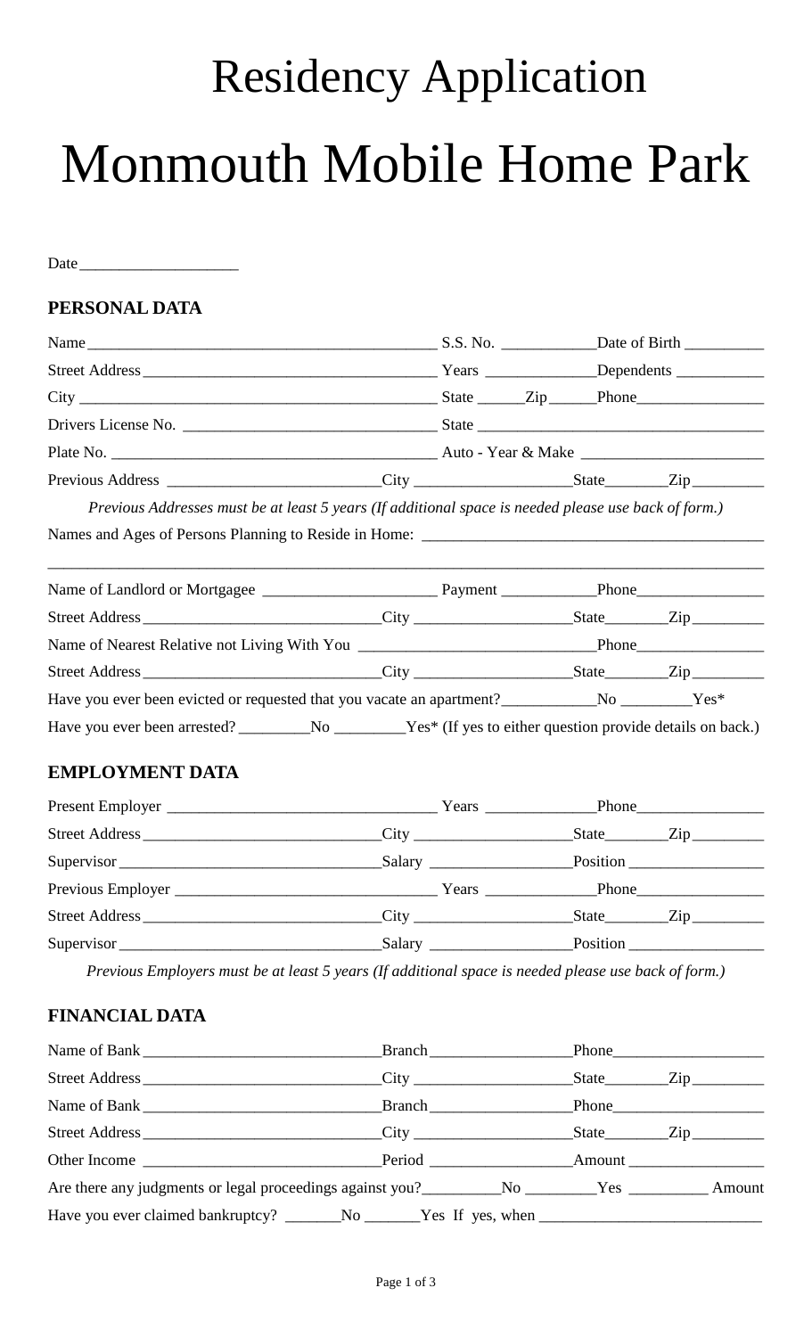# Residency Application

# Monmouth Mobile Home Park

Date____________________

## PERSONAL DATA

Name_____________________________________________ S.S. No. ____________Date of Birth __________

Street Address______________________________________ Years ______________Dependents ___________

City _____________________________________________ State ______Zip______Phone________________

Drivers License No. ________________________________ State _____________________________________

Plate No. _________________________________________ Auto - Year & Make _______________________

Previous Address ___________________________City ____________________State________Zip_________

*Previous Addresses must be at least 5 years (If additional space is needed please use back of form.)*

Names and Ages of Persons Planning to Reside in Home: ___________________________________________

_____________________________________________________________________________________________

Name of Landlord or Mortgagee ______________________ Payment ____________Phone________________

Street Address______________________________City ____________________State________Zip_________

Name of Nearest Relative not Living With You ______________________________Phone________________

Street Address______________________________City ____________________State________Zip_________

Have you ever been evicted or requested that you vacate an apartment?____________No _________Yes*

Have you ever been arrested? _________No _________Yes* (If yes to either question provide details on back.)

## EMPLOYMENT DATA

Present Employer __________________________________ Years ______________Phone________________

Street Address______________________________City ____________________State________Zip_________

Supervisor_________________________________Salary __________________Position _________________

Previous Employer _________________________________ Years ______________Phone________________

Street Address______________________________City ____________________State________Zip_________

Supervisor_________________________________Salary __________________Position _________________

*Previous Employers must be at least 5 years (If additional space is needed please use back of form.)*

## FINANCIAL DATA

Name of Bank______________________________Branch__________________Phone___________________

Street Address______________________________City ____________________State________Zip_________

Name of Bank______________________________Branch__________________Phone___________________

Street Address______________________________City ____________________State________Zip_________

Other Income ______________________________Period __________________Amount _________________

Are there any judgments or legal proceedings against you?__________No _________Yes __________ Amount

Have you ever claimed bankruptcy? _______No _______Yes If yes, when ____________________________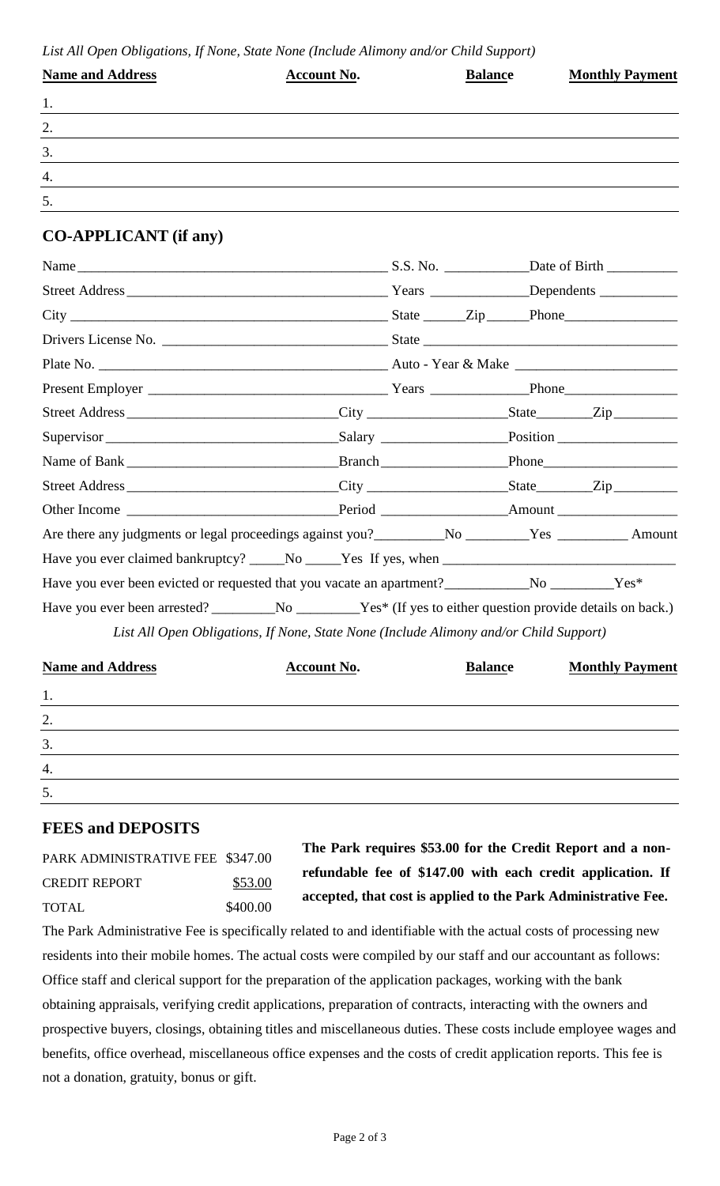*List All Open Obligations, If None, State None (Include Alimony and/or Child Support)*

| Name and Address | Account No. | Balance | Monthly Payment |
|---|---|---|---|
| 1. | | | |
| 2. | | | |
| 3. | | | |
| 4. | | | |
| 5. | | | |

## CO-APPLICANT (if any)

Name ________________________________________ S.S. No. ___________ Date of Birth _________

Street Address ________________________________ Years ____________ Dependents __________

City __________________________________________ State ______ Zip ______ Phone ______________

Drivers License No. ____________________________ State _________________________________

Plate No. _____________________________________ Auto - Year & Make ____________________

Present Employer ______________________________ Years ____________ Phone ______________

Street Address __________________________ City __________________ State _______ Zip ________

Supervisor ______________________________ Salary ________________ Position ________________

Name of Bank ____________________________ Branch ________________ Phone __________________

Street Address __________________________ City __________________ State _______ Zip ________

Other Income ____________________________ Period ________________ Amount _________________

Are there any judgments or legal proceedings against you? _________ No _________ Yes _________ Amount

Have you ever claimed bankruptcy? _____ No _____ Yes If yes, when ______________________________

Have you ever been evicted or requested that you vacate an apartment? ___________ No ________ Yes*

Have you ever been arrested? ________ No ________ Yes* (If yes to either question provide details on back.)

*List All Open Obligations, If None, State None (Include Alimony and/or Child Support)*

| Name and Address | Account No. | Balance | Monthly Payment |
|---|---|---|---|
| 1. | | | |
| 2. | | | |
| 3. | | | |
| 4. | | | |
| 5. | | | |

## FEES and DEPOSITS

| | |
|---|---|
| PARK ADMINISTRATIVE FEE | $347.00 |
| CREDIT REPORT | $53.00 |
| TOTAL | $400.00 |

**The Park requires $53.00 for the Credit Report and a non-refundable fee of $147.00 with each credit application. If accepted, that cost is applied to the Park Administrative Fee.**

The Park Administrative Fee is specifically related to and identifiable with the actual costs of processing new residents into their mobile homes. The actual costs were compiled by our staff and our accountant as follows: Office staff and clerical support for the preparation of the application packages, working with the bank obtaining appraisals, verifying credit applications, preparation of contracts, interacting with the owners and prospective buyers, closings, obtaining titles and miscellaneous duties. These costs include employee wages and benefits, office overhead, miscellaneous office expenses and the costs of credit application reports. This fee is not a donation, gratuity, bonus or gift.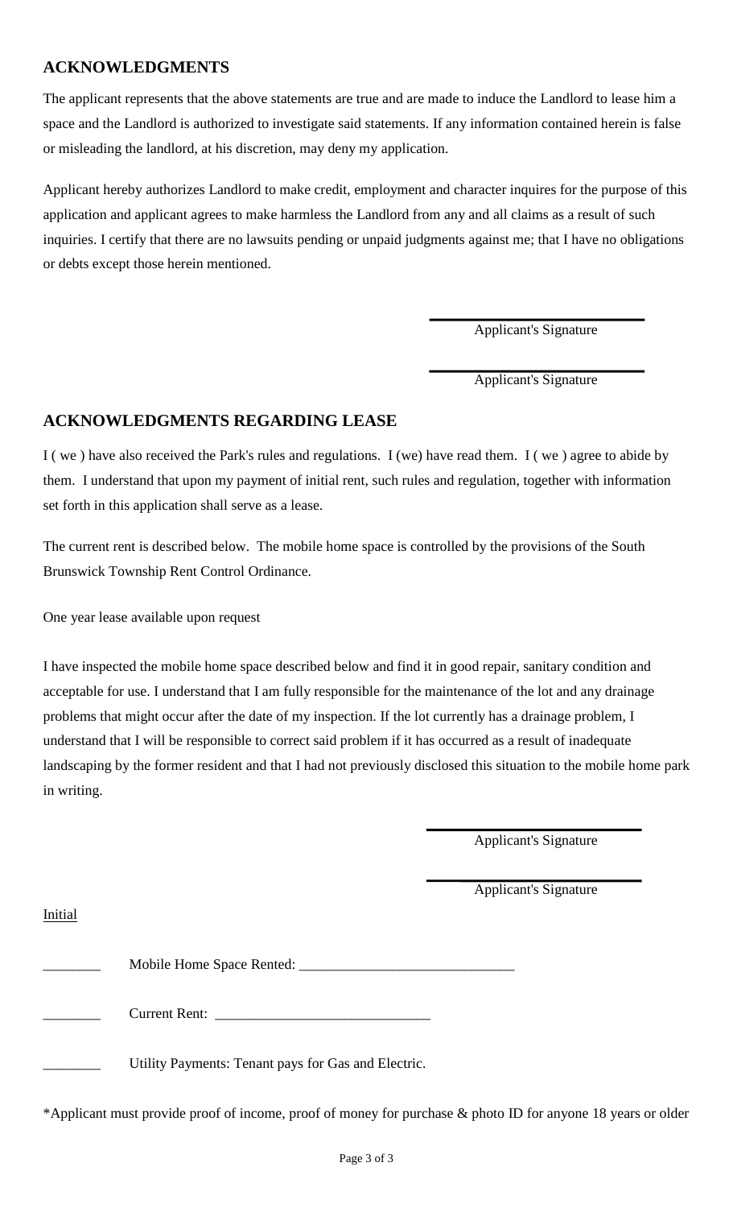## ACKNOWLEDGMENTS

The applicant represents that the above statements are true and are made to induce the Landlord to lease him a space and the Landlord is authorized to investigate said statements. If any information contained herein is false or misleading the landlord, at his discretion, may deny my application.

Applicant hereby authorizes Landlord to make credit, employment and character inquires for the purpose of this application and applicant agrees to make harmless the Landlord from any and all claims as a result of such inquiries. I certify that there are no lawsuits pending or unpaid judgments against me; that I have no obligations or debts except those herein mentioned.

Applicant's Signature

Applicant's Signature

## ACKNOWLEDGMENTS REGARDING LEASE

I ( we ) have also received the Park's rules and regulations. I (we) have read them. I ( we ) agree to abide by them. I understand that upon my payment of initial rent, such rules and regulation, together with information set forth in this application shall serve as a lease.

The current rent is described below. The mobile home space is controlled by the provisions of the South Brunswick Township Rent Control Ordinance.

One year lease available upon request

I have inspected the mobile home space described below and find it in good repair, sanitary condition and acceptable for use. I understand that I am fully responsible for the maintenance of the lot and any drainage problems that might occur after the date of my inspection. If the lot currently has a drainage problem, I understand that I will be responsible to correct said problem if it has occurred as a result of inadequate landscaping by the former resident and that I had not previously disclosed this situation to the mobile home park in writing.

Applicant's Signature

Applicant's Signature

Initial

________ Mobile Home Space Rented: ______________________________

________ Current Rent: ______________________________

________ Utility Payments: Tenant pays for Gas and Electric.

*Applicant must provide proof of income, proof of money for purchase & photo ID for anyone 18 years or older